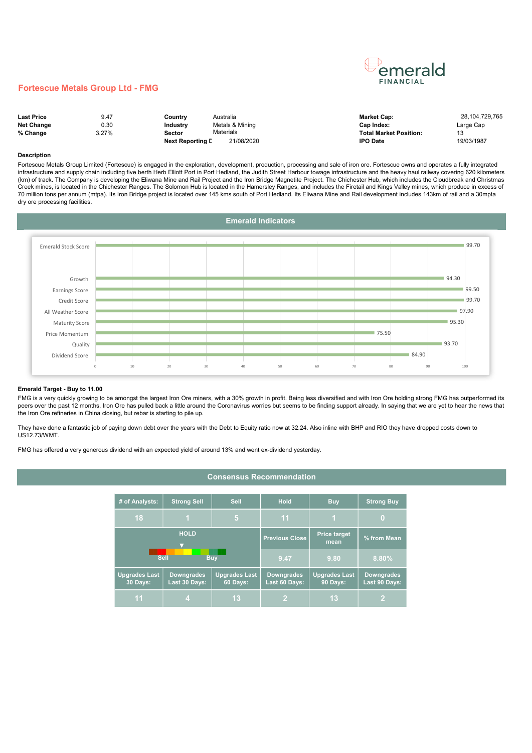# Fortescue Metals Group Ltd - FMG

| | | | | | |
|---|---|---|---|---|---|
| **Last Price** | 9.47 | **Country** | Australia | **Market Cap:** | 28,104,729,765 |
| **Net Change** | 0.30 | **Industry** | Metals & Mining | **Cap Index:** | Large Cap |
| **% Change** | 3.27% | **Sector** | Materials | **Total Market Position:** | 13 |
| | | **Next Reporting D** | 21/08/2020 | **IPO Date** | 19/03/1987 |

**Description**

Fortescue Metals Group Limited (Fortescue) is engaged in the exploration, development, production, processing and sale of iron ore. Fortescue owns and operates a fully integrated infrastructure and supply chain including five berth Herb Elliott Port in Port Hedland, the Judith Street Harbour towage infrastructure and the heavy haul railway covering 620 kilometers (km) of track. The Company is developing the Eliwana Mine and Rail Project and the Iron Bridge Magnetite Project. The Chichester Hub, which includes the Cloudbreak and Christmas Creek mines, is located in the Chichester Ranges. The Solomon Hub is located in the Hamersley Ranges, and includes the Firetail and Kings Valley mines, which produce in excess of 70 million tons per annum (mtpa). Its Iron Bridge project is located over 145 kms south of Port Hedland. Its Eliwana Mine and Rail development includes 143km of rail and a 30mpta dry ore processing facilities.

## Emerald Indicators

| Indicator | Score |
|---|---|
| Emerald Stock Score | 99.70 |
| Growth | 94.30 |
| Earnings Score | 99.50 |
| Credit Score | 99.70 |
| All Weather Score | 97.90 |
| Maturity Score | 95.30 |
| Price Momentum | 75.50 |
| Quality | 93.70 |
| Dividend Score | 84.90 |

**Emerald Target - Buy to 11.00**

FMG is a very quickly growing to be amongst the largest Iron Ore miners, with a 30% growth in profit. Being less diversified and with Iron Ore holding strong FMG has outperformed its peers over the past 12 months. Iron Ore has pulled back a little around the Coronavirus worries but seems to be finding support already. In saying that we are yet to hear the news that the Iron Ore refineries in China closing, but rebar is starting to pile up.

They have done a fantastic job of paying down debt over the years with the Debt to Equity ratio now at 32.24. Also inline with BHP and RIO they have dropped costs down to US12.73/WMT.

FMG has offered a very generous dividend with an expected yield of around 13% and went ex-dividend yesterday.

## Consensus Recommendation

| # of Analysts: | Strong Sell | Sell | Hold | Buy | Strong Buy |
|---|---|---|---|---|---|
| 18 | 1 | 5 | 11 | 1 | 0 |
| HOLD (Sell … Buy) | | | Previous Close | Price target mean | % from Mean |
| | | | 9.47 | 9.80 | 8.80% |
| Upgrades Last 30 Days: | Downgrades Last 30 Days: | Upgrades Last 60 Days: | Downgrades Last 60 Days: | Upgrades Last 90 Days: | Downgrades Last 90 Days: |
| 11 | 4 | 13 | 2 | 13 | 2 |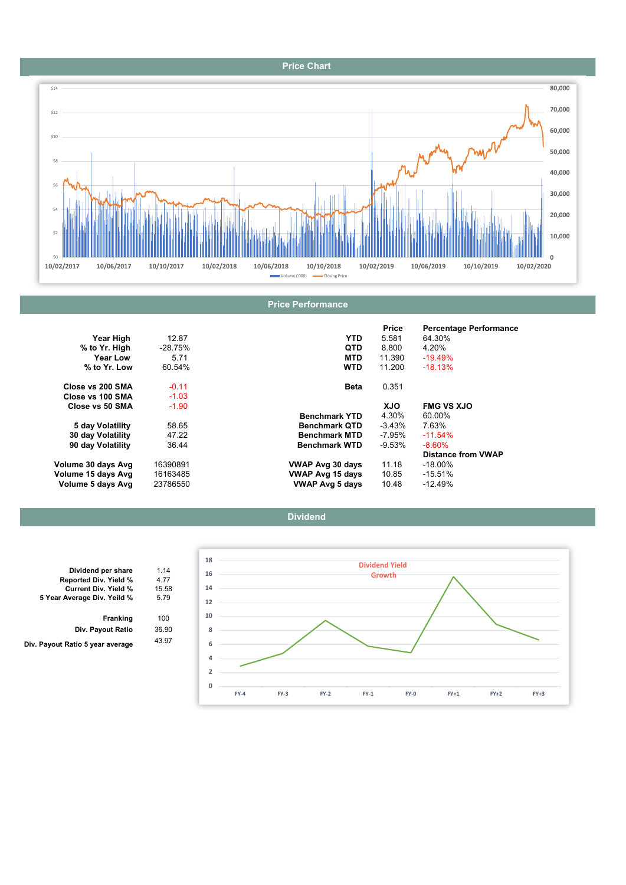## Price Chart

## Price Performance

| | |
|---|---|
| Year High | 12.87 |
| % to Yr. High | -28.75% |
| Year Low | 5.71 |
| % to Yr. Low | 60.54% |
| Close vs 200 SMA | -0.11 |
| Close vs 100 SMA | -1.03 |
| Close vs 50 SMA | -1.90 |
| 5 day Volatility | 58.65 |
| 30 day Volatility | 47.22 |
| 90 day Volatility | 36.44 |
| Volume 30 days Avg | 16390891 |
| Volume 15 days Avg | 16163485 |
| Volume 5 days Avg | 23786550 |

| | Price | Percentage Performance |
|---|---|---|
| YTD | 5.581 | 64.30% |
| QTD | 8.800 | 4.20% |
| MTD | 11.390 | -19.49% |
| WTD | 11.200 | -18.13% |
| Beta | 0.351 | |

| | XJO | FMG VS XJO |
|---|---|---|
| Benchmark YTD | 4.30% | 60.00% |
| Benchmark QTD | -3.43% | 7.63% |
| Benchmark MTD | -7.95% | -11.54% |
| Benchmark WTD | -9.53% | -8.60% |

| | | Distance from VWAP |
|---|---|---|
| VWAP Avg 30 days | 11.18 | -18.00% |
| VWAP Avg 15 days | 10.85 | -15.51% |
| VWAP Avg 5 days | 10.48 | -12.49% |

## Dividend

| | |
|---|---|
| Dividend per share | 1.14 |
| Reported Div. Yield % | 4.77 |
| Current Div. Yield % | 15.58 |
| 5 Year Average Div. Yeild % | 5.79 |
| Franking | 100 |
| Div. Payout Ratio | 36.90 |
| Div. Payout Ratio 5 year average | 43.97 |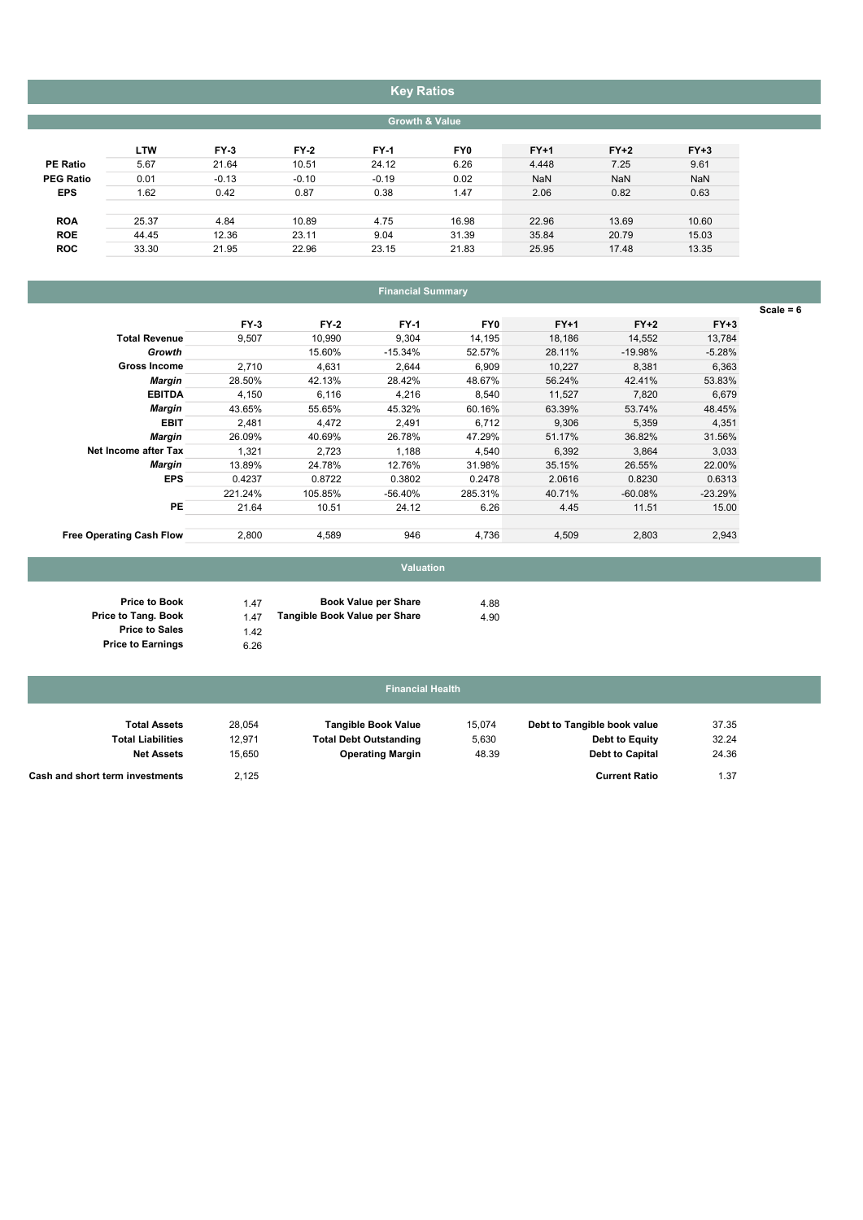# Key Ratios

## Growth & Value

| | LTW | FY-3 | FY-2 | FY-1 | FY0 | FY+1 | FY+2 | FY+3 |
|---|---|---|---|---|---|---|---|---|
| **PE Ratio** | 5.67 | 21.64 | 10.51 | 24.12 | 6.26 | 4.448 | 7.25 | 9.61 |
| **PEG Ratio** | 0.01 | -0.13 | -0.10 | -0.19 | 0.02 | NaN | NaN | NaN |
| **EPS** | 1.62 | 0.42 | 0.87 | 0.38 | 1.47 | 2.06 | 0.82 | 0.63 |
| | | | | | | | | |
| **ROA** | 25.37 | 4.84 | 10.89 | 4.75 | 16.98 | 22.96 | 13.69 | 10.60 |
| **ROE** | 44.45 | 12.36 | 23.11 | 9.04 | 31.39 | 35.84 | 20.79 | 15.03 |
| **ROC** | 33.30 | 21.95 | 22.96 | 23.15 | 21.83 | 25.95 | 17.48 | 13.35 |

## Financial Summary

Scale = 6

| | FY-3 | FY-2 | FY-1 | FY0 | FY+1 | FY+2 | FY+3 |
|---|---|---|---|---|---|---|---|
| **Total Revenue** | 9,507 | 10,990 | 9,304 | 14,195 | 18,186 | 14,552 | 13,784 |
| ***Growth*** | | 15.60% | -15.34% | 52.57% | 28.11% | -19.98% | -5.28% |
| **Gross Income** | 2,710 | 4,631 | 2,644 | 6,909 | 10,227 | 8,381 | 6,363 |
| ***Margin*** | 28.50% | 42.13% | 28.42% | 48.67% | 56.24% | 42.41% | 53.83% |
| **EBITDA** | 4,150 | 6,116 | 4,216 | 8,540 | 11,527 | 7,820 | 6,679 |
| ***Margin*** | 43.65% | 55.65% | 45.32% | 60.16% | 63.39% | 53.74% | 48.45% |
| **EBIT** | 2,481 | 4,472 | 2,491 | 6,712 | 9,306 | 5,359 | 4,351 |
| ***Margin*** | 26.09% | 40.69% | 26.78% | 47.29% | 51.17% | 36.82% | 31.56% |
| **Net Income after Tax** | 1,321 | 2,723 | 1,188 | 4,540 | 6,392 | 3,864 | 3,033 |
| ***Margin*** | 13.89% | 24.78% | 12.76% | 31.98% | 35.15% | 26.55% | 22.00% |
| **EPS** | 0.4237 | 0.8722 | 0.3802 | 0.2478 | 2.0616 | 0.8230 | 0.6313 |
| | 221.24% | 105.85% | -56.40% | 285.31% | 40.71% | -60.08% | -23.29% |
| **PE** | 21.64 | 10.51 | 24.12 | 6.26 | 4.45 | 11.51 | 15.00 |
| | | | | | | | |
| **Free Operating Cash Flow** | 2,800 | 4,589 | 946 | 4,736 | 4,509 | 2,803 | 2,943 |

## Valuation

| | | | |
|---|---|---|---|
| **Price to Book** | 1.47 | **Book Value per Share** | 4.88 |
| **Price to Tang. Book** | 1.47 | **Tangible Book Value per Share** | 4.90 |
| **Price to Sales** | 1.42 | | |
| **Price to Earnings** | 6.26 | | |

## Financial Health

| | | | | | |
|---|---|---|---|---|---|
| **Total Assets** | 28,054 | **Tangible Book Value** | 15,074 | **Debt to Tangible book value** | 37.35 |
| **Total Liabilities** | 12,971 | **Total Debt Outstanding** | 5,630 | **Debt to Equity** | 32.24 |
| **Net Assets** | 15,650 | **Operating Margin** | 48.39 | **Debt to Capital** | 24.36 |
| **Cash and short term investments** | 2,125 | | | **Current Ratio** | 1.37 |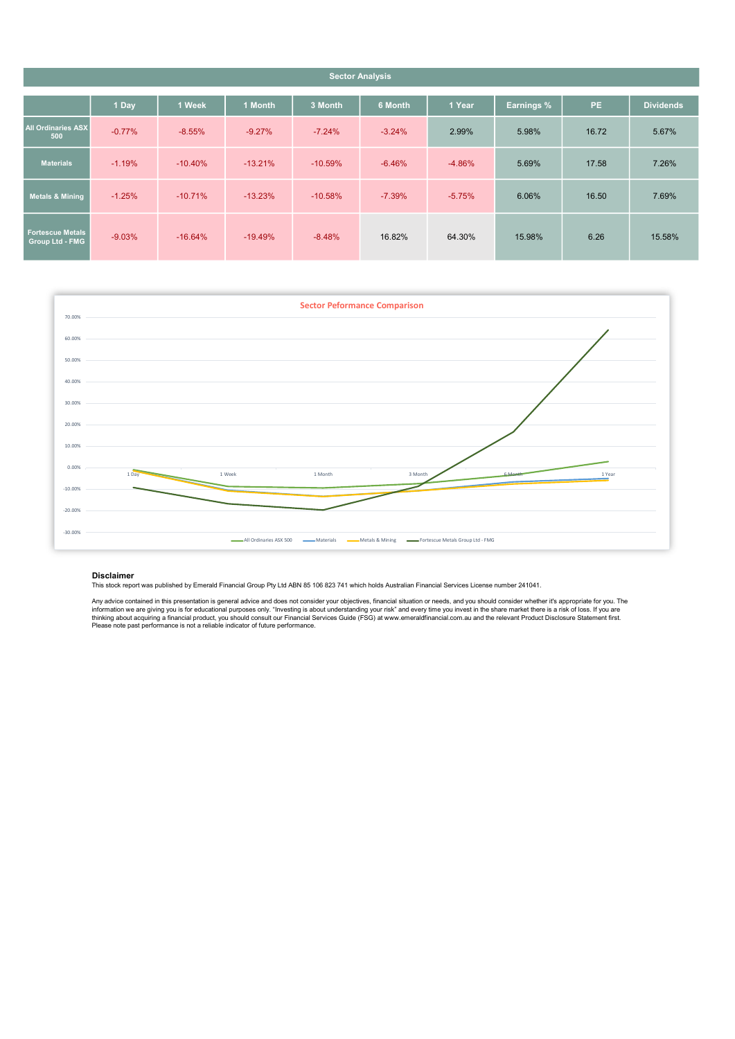## Sector Analysis

| | 1 Day | 1 Week | 1 Month | 3 Month | 6 Month | 1 Year | Earnings % | PE | Dividends |
|---|---|---|---|---|---|---|---|---|---|
| All Ordinaries ASX 500 | -0.77% | -8.55% | -9.27% | -7.24% | -3.24% | 2.99% | 5.98% | 16.72 | 5.67% |
| Materials | -1.19% | -10.40% | -13.21% | -10.59% | -6.46% | -4.86% | 5.69% | 17.58 | 7.26% |
| Metals & Mining | -1.25% | -10.71% | -13.23% | -10.58% | -7.39% | -5.75% | 6.06% | 16.50 | 7.69% |
| Fortescue Metals Group Ltd - FMG | -9.03% | -16.64% | -19.49% | -8.48% | 16.82% | 64.30% | 15.98% | 6.26 | 15.58% |

Sector Peformance Comparison

70.00%
60.00%
50.00%
40.00%
30.00%
20.00%
10.00%
0.00%
-10.00%
-20.00%
-30.00%

1 Day
1 Week
1 Month
3 Month
6 Month
1 Year

All Ordinaries ASX 500
Materials
Metals & Mining
Fortescue Metals Group Ltd - FMG

**Disclaimer**

This stock report was published by Emerald Financial Group Pty Ltd ABN 85 106 823 741 which holds Australian Financial Services License number 241041.

Any advice contained in this presentation is general advice and does not consider your objectives, financial situation or needs, and you should consider whether it's appropriate for you. The information we are giving you is for educational purposes only. "Investing is about understanding your risk" and every time you invest in the share market there is a risk of loss. If you are thinking about acquiring a financial product, you should consult our Financial Services Guide (FSG) at www.emeraldfinancial.com.au and the relevant Product Disclosure Statement first. Please note past performance is not a reliable indicator of future performance.